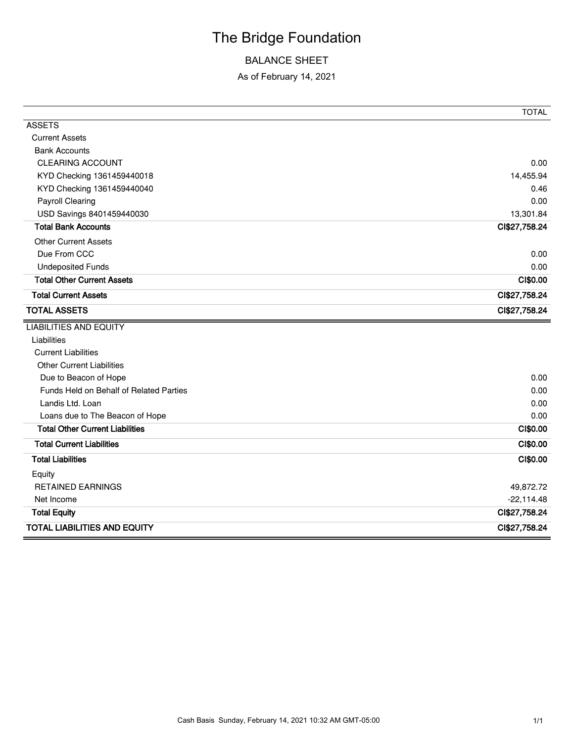# The Bridge Foundation

BALANCE SHEET

As of February 14, 2021

| | TOTAL |
|---|---|
| ASSETS | |
| Current Assets | |
| Bank Accounts | |
| CLEARING ACCOUNT | 0.00 |
| KYD Checking 1361459440018 | 14,455.94 |
| KYD Checking 1361459440040 | 0.46 |
| Payroll Clearing | 0.00 |
| USD Savings 8401459440030 | 13,301.84 |
| **Total Bank Accounts** | **CI$27,758.24** |
| Other Current Assets | |
| Due From CCC | 0.00 |
| Undeposited Funds | 0.00 |
| **Total Other Current Assets** | **CI$0.00** |
| **Total Current Assets** | **CI$27,758.24** |
| **TOTAL ASSETS** | **CI$27,758.24** |
| LIABILITIES AND EQUITY | |
| Liabilities | |
| Current Liabilities | |
| Other Current Liabilities | |
| Due to Beacon of Hope | 0.00 |
| Funds Held on Behalf of Related Parties | 0.00 |
| Landis Ltd. Loan | 0.00 |
| Loans due to The Beacon of Hope | 0.00 |
| **Total Other Current Liabilities** | **CI$0.00** |
| **Total Current Liabilities** | **CI$0.00** |
| **Total Liabilities** | **CI$0.00** |
| Equity | |
| RETAINED EARNINGS | 49,872.72 |
| Net Income | -22,114.48 |
| **Total Equity** | **CI$27,758.24** |
| **TOTAL LIABILITIES AND EQUITY** | **CI$27,758.24** |

Cash Basis Sunday, February 14, 2021 10:32 AM GMT-05:00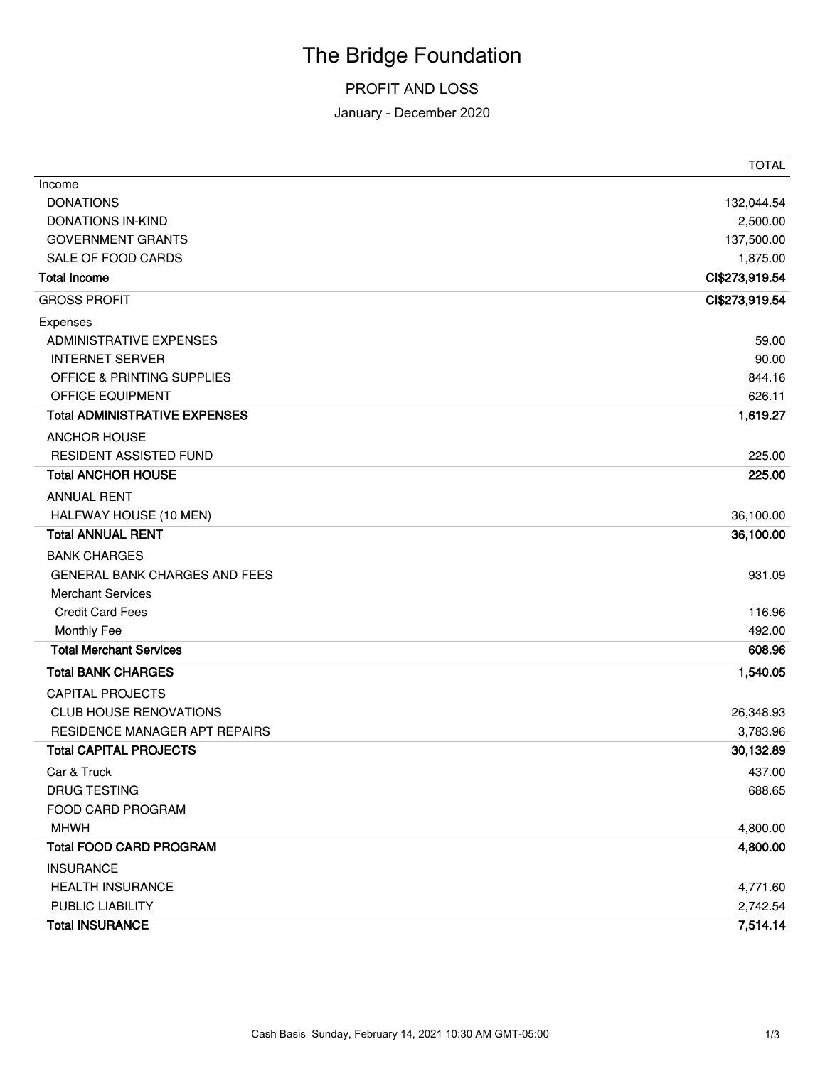# The Bridge Foundation

## PROFIT AND LOSS

January - December 2020

| | TOTAL |
|---|---|
| Income | |
| DONATIONS | 132,044.54 |
| DONATIONS IN-KIND | 2,500.00 |
| GOVERNMENT GRANTS | 137,500.00 |
| SALE OF FOOD CARDS | 1,875.00 |
| **Total Income** | **CI$273,919.54** |
| GROSS PROFIT | **CI$273,919.54** |
| Expenses | |
| ADMINISTRATIVE EXPENSES | 59.00 |
| INTERNET SERVER | 90.00 |
| OFFICE & PRINTING SUPPLIES | 844.16 |
| OFFICE EQUIPMENT | 626.11 |
| **Total ADMINISTRATIVE EXPENSES** | **1,619.27** |
| ANCHOR HOUSE | |
| RESIDENT ASSISTED FUND | 225.00 |
| **Total ANCHOR HOUSE** | **225.00** |
| ANNUAL RENT | |
| HALFWAY HOUSE (10 MEN) | 36,100.00 |
| **Total ANNUAL RENT** | **36,100.00** |
| BANK CHARGES | |
| GENERAL BANK CHARGES AND FEES | 931.09 |
| Merchant Services | |
| Credit Card Fees | 116.96 |
| Monthly Fee | 492.00 |
| **Total Merchant Services** | **608.96** |
| **Total BANK CHARGES** | **1,540.05** |
| CAPITAL PROJECTS | |
| CLUB HOUSE RENOVATIONS | 26,348.93 |
| RESIDENCE MANAGER APT REPAIRS | 3,783.96 |
| **Total CAPITAL PROJECTS** | **30,132.89** |
| Car & Truck | 437.00 |
| DRUG TESTING | 688.65 |
| FOOD CARD PROGRAM | |
| MHWH | 4,800.00 |
| **Total FOOD CARD PROGRAM** | **4,800.00** |
| INSURANCE | |
| HEALTH INSURANCE | 4,771.60 |
| PUBLIC LIABILITY | 2,742.54 |
| **Total INSURANCE** | **7,514.14** |

Cash Basis Sunday, February 14, 2021 10:30 AM GMT-05:00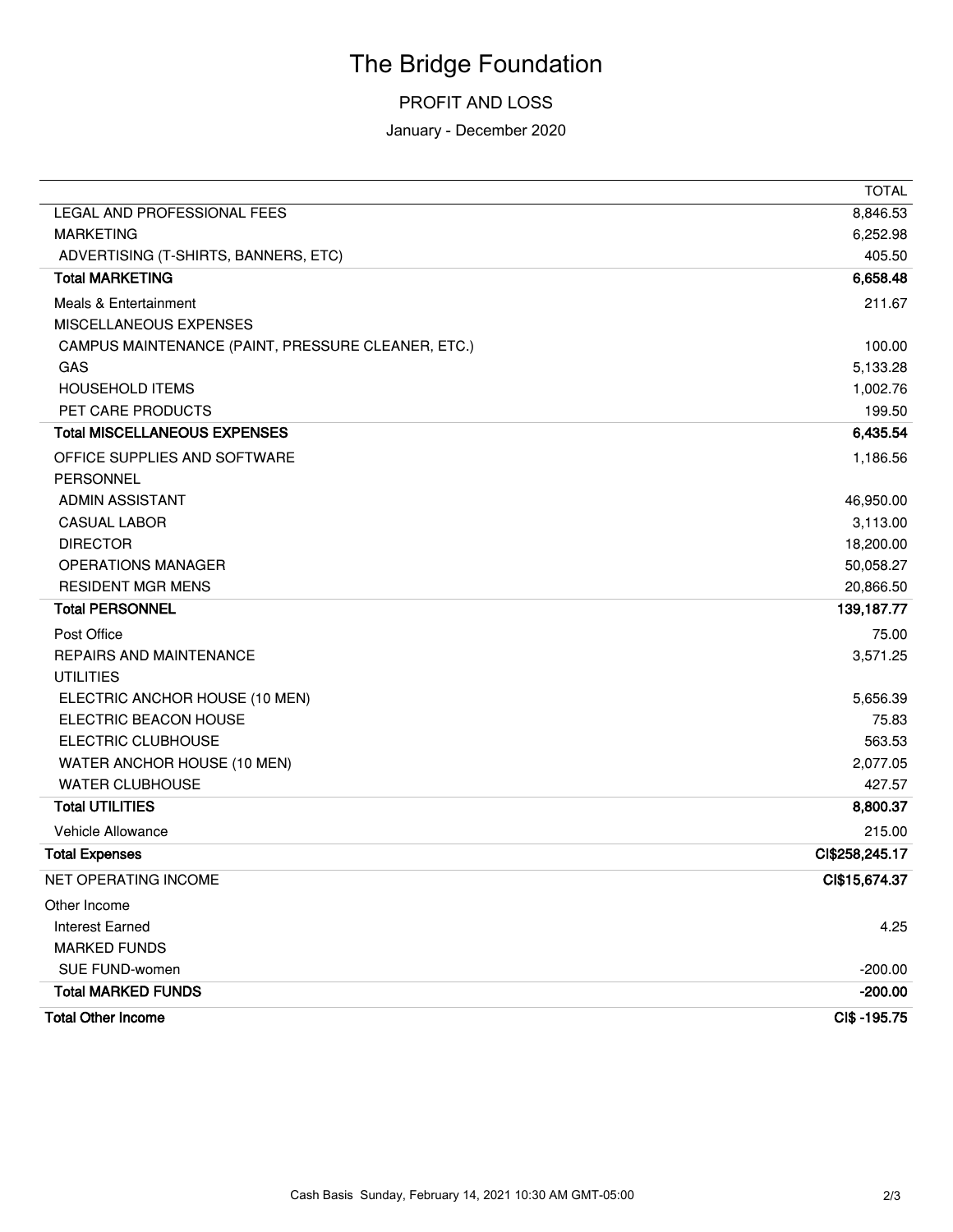# The Bridge Foundation

## PROFIT AND LOSS

January - December 2020

| | TOTAL |
|---|---|
| LEGAL AND PROFESSIONAL FEES | 8,846.53 |
| MARKETING | 6,252.98 |
| ADVERTISING (T-SHIRTS, BANNERS, ETC) | 405.50 |
| **Total MARKETING** | **6,658.48** |
| Meals & Entertainment | 211.67 |
| MISCELLANEOUS EXPENSES | |
| CAMPUS MAINTENANCE (PAINT, PRESSURE CLEANER, ETC.) | 100.00 |
| GAS | 5,133.28 |
| HOUSEHOLD ITEMS | 1,002.76 |
| PET CARE PRODUCTS | 199.50 |
| **Total MISCELLANEOUS EXPENSES** | **6,435.54** |
| OFFICE SUPPLIES AND SOFTWARE | 1,186.56 |
| PERSONNEL | |
| ADMIN ASSISTANT | 46,950.00 |
| CASUAL LABOR | 3,113.00 |
| DIRECTOR | 18,200.00 |
| OPERATIONS MANAGER | 50,058.27 |
| RESIDENT MGR MENS | 20,866.50 |
| **Total PERSONNEL** | **139,187.77** |
| Post Office | 75.00 |
| REPAIRS AND MAINTENANCE | 3,571.25 |
| UTILITIES | |
| ELECTRIC ANCHOR HOUSE (10 MEN) | 5,656.39 |
| ELECTRIC BEACON HOUSE | 75.83 |
| ELECTRIC CLUBHOUSE | 563.53 |
| WATER ANCHOR HOUSE (10 MEN) | 2,077.05 |
| WATER CLUBHOUSE | 427.57 |
| **Total UTILITIES** | **8,800.37** |
| Vehicle Allowance | 215.00 |
| **Total Expenses** | **CI$258,245.17** |
| NET OPERATING INCOME | **CI$15,674.37** |
| Other Income | |
| Interest Earned | 4.25 |
| MARKED FUNDS | |
| SUE FUND-women | -200.00 |
| **Total MARKED FUNDS** | **-200.00** |
| **Total Other Income** | **CI$ -195.75** |

Cash Basis Sunday, February 14, 2021 10:30 AM GMT-05:00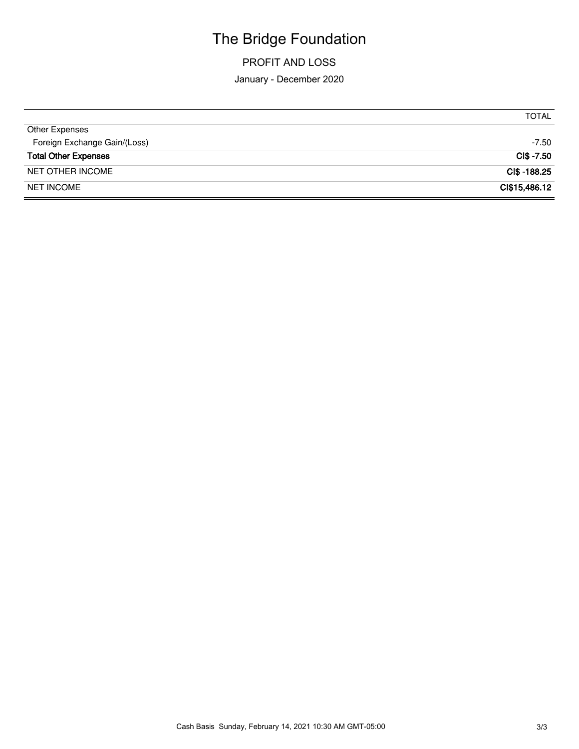# The Bridge Foundation

PROFIT AND LOSS

January - December 2020

| | TOTAL |
|---|---|
| Other Expenses | |
| Foreign Exchange Gain/(Loss) | -7.50 |
| **Total Other Expenses** | **CI$ -7.50** |
| NET OTHER INCOME | **CI$ -188.25** |
| NET INCOME | **CI$15,486.12** |

Cash Basis Sunday, February 14, 2021 10:30 AM GMT-05:00